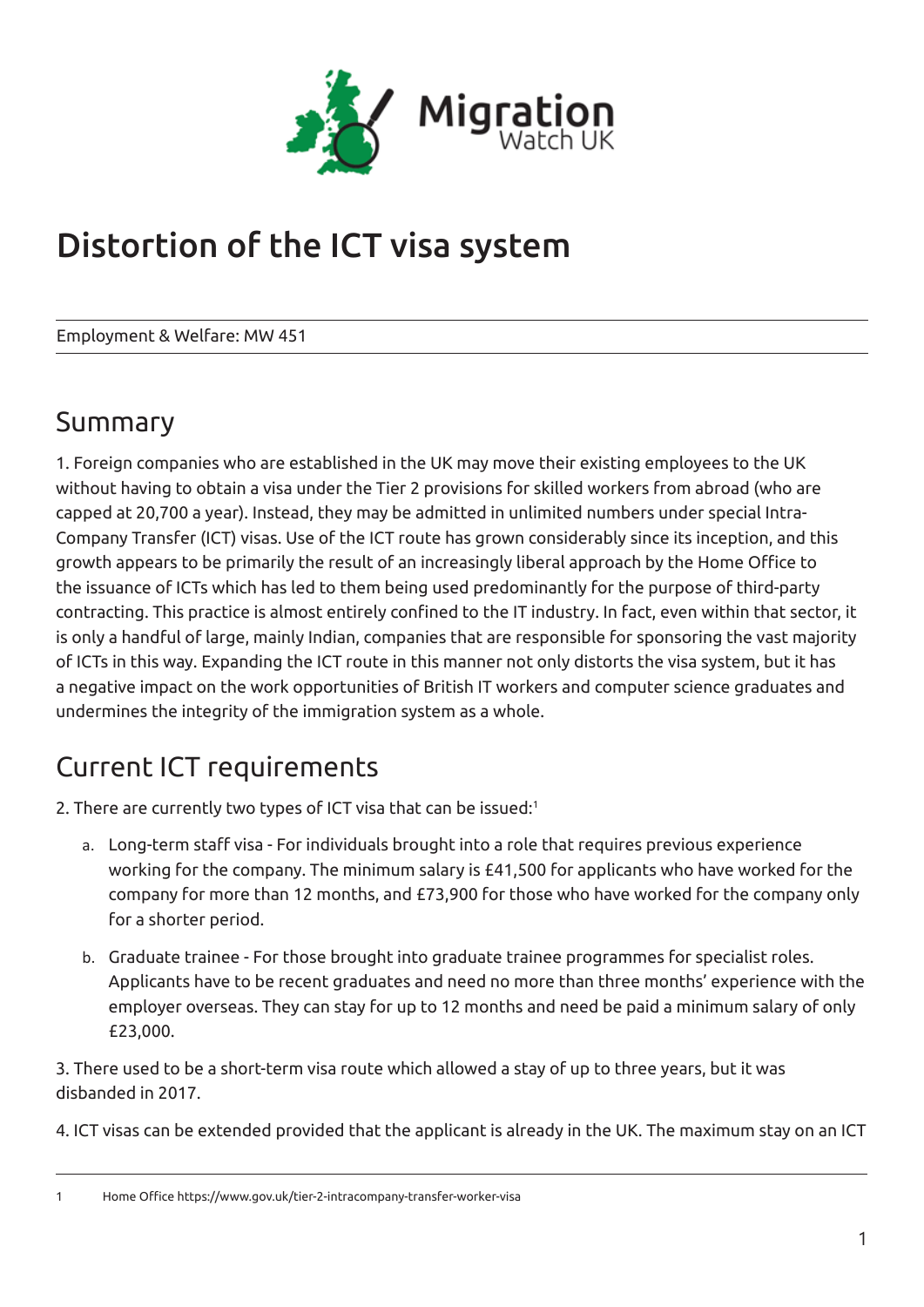# Distortion of the ICT visa system

Employment & Welfare: MW 451

## Summary

1. Foreign companies who are established in the UK may move their existing employees to the UK without having to obtain a visa under the Tier 2 provisions for skilled workers from abroad (who are capped at 20,700 a year). Instead, they may be admitted in unlimited numbers under special Intra-Company Transfer (ICT) visas. Use of the ICT route has grown considerably since its inception, and this growth appears to be primarily the result of an increasingly liberal approach by the Home Office to the issuance of ICTs which has led to them being used predominantly for the purpose of third-party contracting. This practice is almost entirely confined to the IT industry. In fact, even within that sector, it is only a handful of large, mainly Indian, companies that are responsible for sponsoring the vast majority of ICTs in this way. Expanding the ICT route in this manner not only distorts the visa system, but it has a negative impact on the work opportunities of British IT workers and computer science graduates and undermines the integrity of the immigration system as a whole.

## Current ICT requirements

2. There are currently two types of ICT visa that can be issued:[1]

a. Long-term staff visa - For individuals brought into a role that requires previous experience working for the company. The minimum salary is £41,500 for applicants who have worked for the company for more than 12 months, and £73,900 for those who have worked for the company only for a shorter period.

b. Graduate trainee - For those brought into graduate trainee programmes for specialist roles. Applicants have to be recent graduates and need no more than three months' experience with the employer overseas. They can stay for up to 12 months and need be paid a minimum salary of only £23,000.

3. There used to be a short-term visa route which allowed a stay of up to three years, but it was disbanded in 2017.

4. ICT visas can be extended provided that the applicant is already in the UK. The maximum stay on an ICT

---

1 Home Office https://www.gov.uk/tier-2-intracompany-transfer-worker-visa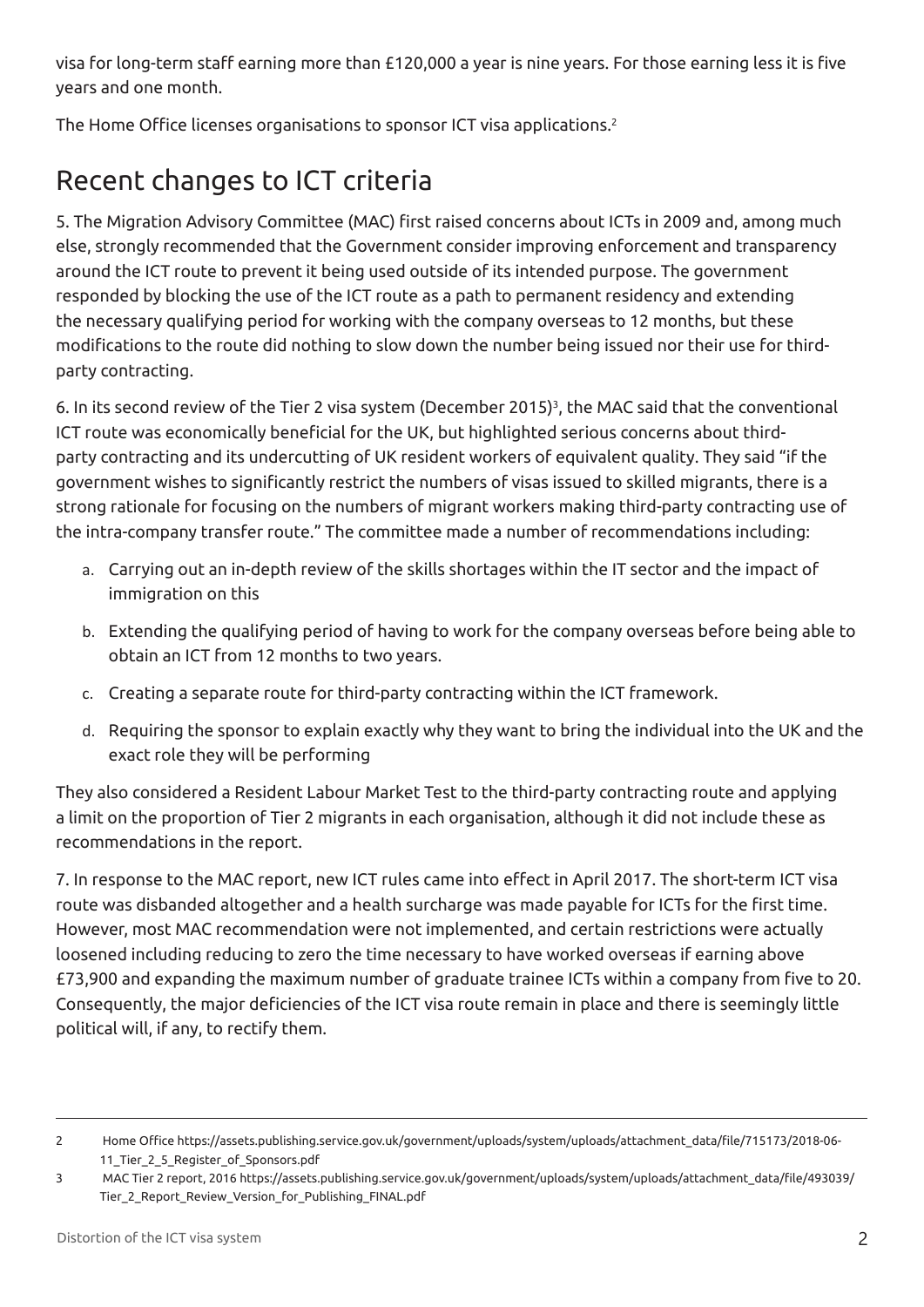visa for long-term staff earning more than £120,000 a year is nine years. For those earning less it is five years and one month.

The Home Office licenses organisations to sponsor ICT visa applications.[2]

## Recent changes to ICT criteria

5. The Migration Advisory Committee (MAC) first raised concerns about ICTs in 2009 and, among much else, strongly recommended that the Government consider improving enforcement and transparency around the ICT route to prevent it being used outside of its intended purpose. The government responded by blocking the use of the ICT route as a path to permanent residency and extending the necessary qualifying period for working with the company overseas to 12 months, but these modifications to the route did nothing to slow down the number being issued nor their use for third-party contracting.

6. In its second review of the Tier 2 visa system (December 2015)[3], the MAC said that the conventional ICT route was economically beneficial for the UK, but highlighted serious concerns about third-party contracting and its undercutting of UK resident workers of equivalent quality. They said "if the government wishes to significantly restrict the numbers of visas issued to skilled migrants, there is a strong rationale for focusing on the numbers of migrant workers making third-party contracting use of the intra-company transfer route." The committee made a number of recommendations including:

a. Carrying out an in-depth review of the skills shortages within the IT sector and the impact of immigration on this

b. Extending the qualifying period of having to work for the company overseas before being able to obtain an ICT from 12 months to two years.

c. Creating a separate route for third-party contracting within the ICT framework.

d. Requiring the sponsor to explain exactly why they want to bring the individual into the UK and the exact role they will be performing

They also considered a Resident Labour Market Test to the third-party contracting route and applying a limit on the proportion of Tier 2 migrants in each organisation, although it did not include these as recommendations in the report.

7. In response to the MAC report, new ICT rules came into effect in April 2017. The short-term ICT visa route was disbanded altogether and a health surcharge was made payable for ICTs for the first time. However, most MAC recommendation were not implemented, and certain restrictions were actually loosened including reducing to zero the time necessary to have worked overseas if earning above £73,900 and expanding the maximum number of graduate trainee ICTs within a company from five to 20. Consequently, the major deficiencies of the ICT visa route remain in place and there is seemingly little political will, if any, to rectify them.

---

2 Home Office https://assets.publishing.service.gov.uk/government/uploads/system/uploads/attachment_data/file/715173/2018-06-11_Tier_2_5_Register_of_Sponsors.pdf

3 MAC Tier 2 report, 2016 https://assets.publishing.service.gov.uk/government/uploads/system/uploads/attachment_data/file/493039/Tier_2_Report_Review_Version_for_Publishing_FINAL.pdf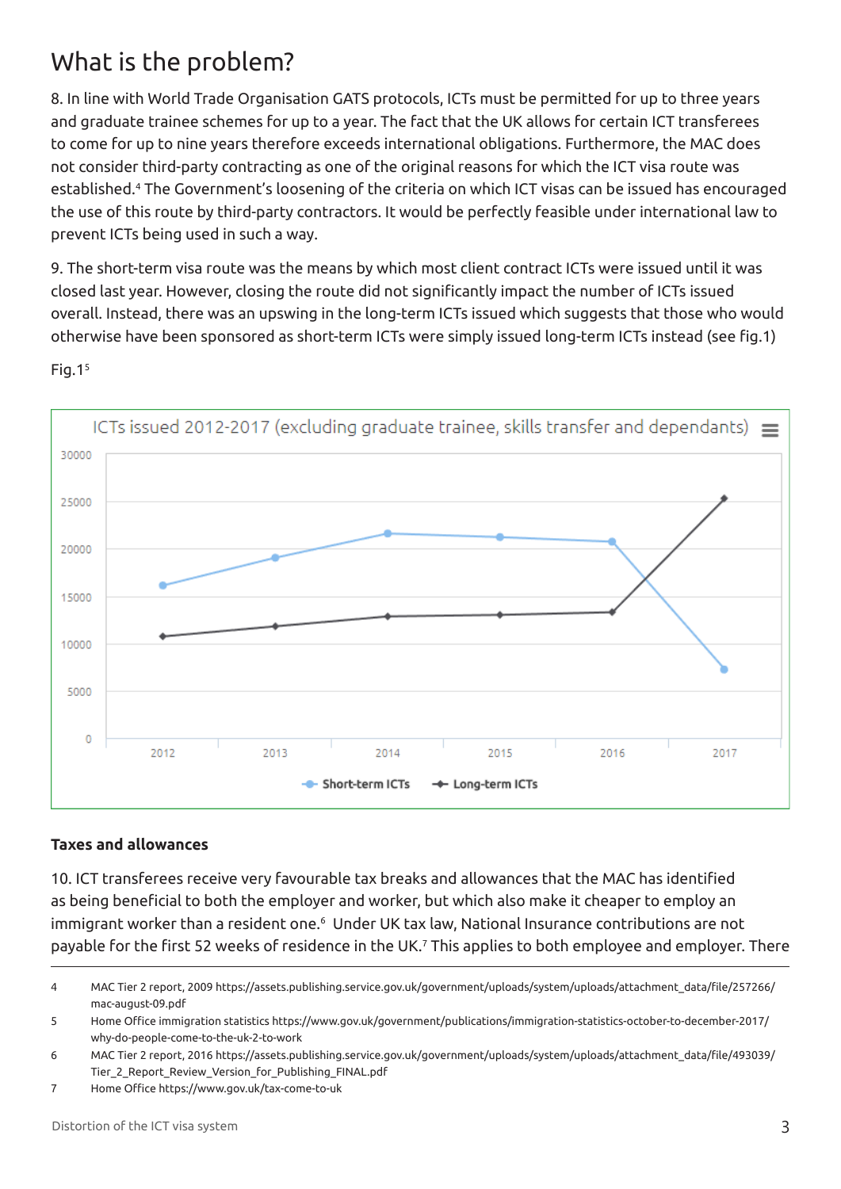# What is the problem?

8. In line with World Trade Organisation GATS protocols, ICTs must be permitted for up to three years and graduate trainee schemes for up to a year. The fact that the UK allows for certain ICT transferees to come for up to nine years therefore exceeds international obligations. Furthermore, the MAC does not consider third-party contracting as one of the original reasons for which the ICT visa route was established.[4] The Government's loosening of the criteria on which ICT visas can be issued has encouraged the use of this route by third-party contractors. It would be perfectly feasible under international law to prevent ICTs being used in such a way.

9. The short-term visa route was the means by which most client contract ICTs were issued until it was closed last year. However, closing the route did not significantly impact the number of ICTs issued overall. Instead, there was an upswing in the long-term ICTs issued which suggests that those who would otherwise have been sponsored as short-term ICTs were simply issued long-term ICTs instead (see fig.1)

Fig.1[5]

ICTs issued 2012-2017 (excluding graduate trainee, skills transfer and dependants)

Short-term ICTs — Long-term ICTs

### Taxes and allowances

10. ICT transferees receive very favourable tax breaks and allowances that the MAC has identified as being beneficial to both the employer and worker, but which also make it cheaper to employ an immigrant worker than a resident one.[6] Under UK tax law, National Insurance contributions are not payable for the first 52 weeks of residence in the UK.[7] This applies to both employee and employer. There

---

4 MAC Tier 2 report, 2009 https://assets.publishing.service.gov.uk/government/uploads/system/uploads/attachment_data/file/257266/mac-august-09.pdf

5 Home Office immigration statistics https://www.gov.uk/government/publications/immigration-statistics-october-to-december-2017/why-do-people-come-to-the-uk-2-to-work

6 MAC Tier 2 report, 2016 https://assets.publishing.service.gov.uk/government/uploads/system/uploads/attachment_data/file/493039/Tier_2_Report_Review_Version_for_Publishing_FINAL.pdf

7 Home Office https://www.gov.uk/tax-come-to-uk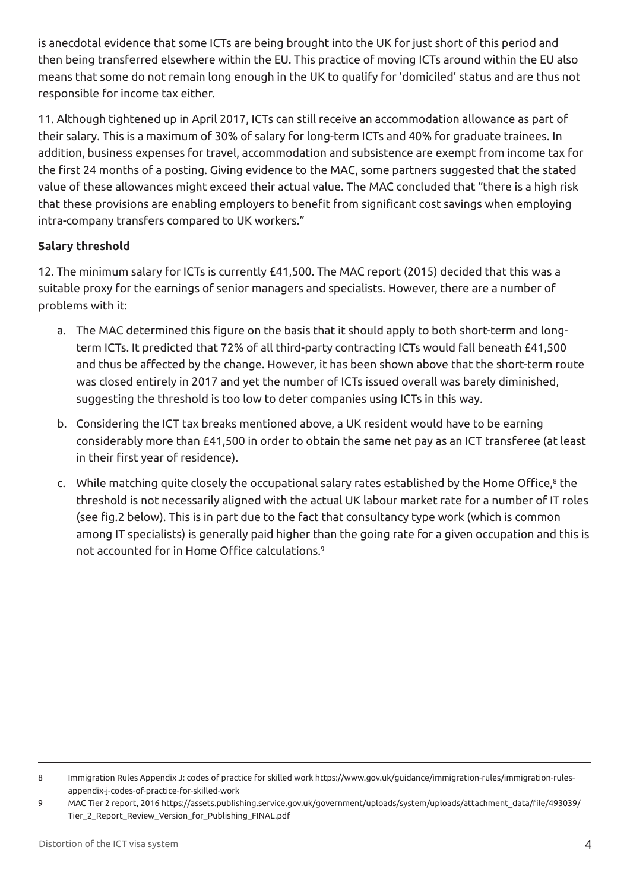is anecdotal evidence that some ICTs are being brought into the UK for just short of this period and then being transferred elsewhere within the EU. This practice of moving ICTs around within the EU also means that some do not remain long enough in the UK to qualify for 'domiciled' status and are thus not responsible for income tax either.

11. Although tightened up in April 2017, ICTs can still receive an accommodation allowance as part of their salary. This is a maximum of 30% of salary for long-term ICTs and 40% for graduate trainees. In addition, business expenses for travel, accommodation and subsistence are exempt from income tax for the first 24 months of a posting. Giving evidence to the MAC, some partners suggested that the stated value of these allowances might exceed their actual value. The MAC concluded that "there is a high risk that these provisions are enabling employers to benefit from significant cost savings when employing intra-company transfers compared to UK workers."

**Salary threshold**

12. The minimum salary for ICTs is currently £41,500. The MAC report (2015) decided that this was a suitable proxy for the earnings of senior managers and specialists. However, there are a number of problems with it:

a. The MAC determined this figure on the basis that it should apply to both short-term and long-term ICTs. It predicted that 72% of all third-party contracting ICTs would fall beneath £41,500 and thus be affected by the change. However, it has been shown above that the short-term route was closed entirely in 2017 and yet the number of ICTs issued overall was barely diminished, suggesting the threshold is too low to deter companies using ICTs in this way.

b. Considering the ICT tax breaks mentioned above, a UK resident would have to be earning considerably more than £41,500 in order to obtain the same net pay as an ICT transferee (at least in their first year of residence).

c. While matching quite closely the occupational salary rates established by the Home Office,[8] the threshold is not necessarily aligned with the actual UK labour market rate for a number of IT roles (see fig.2 below). This is in part due to the fact that consultancy type work (which is common among IT specialists) is generally paid higher than the going rate for a given occupation and this is not accounted for in Home Office calculations.[9]

---

8 Immigration Rules Appendix J: codes of practice for skilled work https://www.gov.uk/guidance/immigration-rules/immigration-rules-appendix-j-codes-of-practice-for-skilled-work

9 MAC Tier 2 report, 2016 https://assets.publishing.service.gov.uk/government/uploads/system/uploads/attachment_data/file/493039/Tier_2_Report_Review_Version_for_Publishing_FINAL.pdf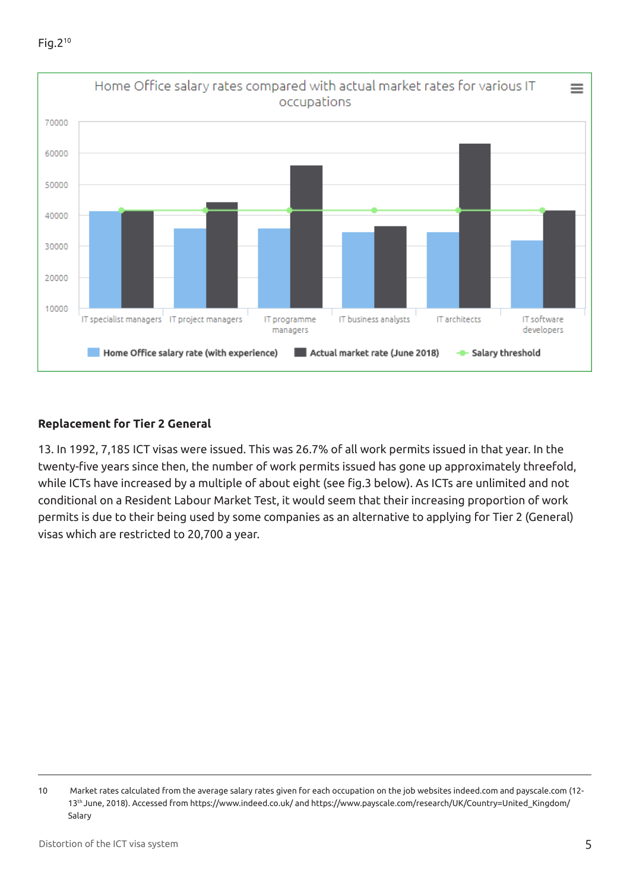Fig.2[10]

Home Office salary rates compared with actual market rates for various IT occupations

70000
60000
50000
40000
30000
20000
10000

IT specialist managers | IT project managers | IT programme managers | IT business analysts | IT architects | IT software developers

Home Office salary rate (with experience) | Actual market rate (June 2018) | Salary threshold

## Replacement for Tier 2 General

13. In 1992, 7,185 ICT visas were issued. This was 26.7% of all work permits issued in that year. In the twenty-five years since then, the number of work permits issued has gone up approximately threefold, while ICTs have increased by a multiple of about eight (see fig.3 below). As ICTs are unlimited and not conditional on a Resident Labour Market Test, it would seem that their increasing proportion of work permits is due to their being used by some companies as an alternative to applying for Tier 2 (General) visas which are restricted to 20,700 a year.

10 Market rates calculated from the average salary rates given for each occupation on the job websites indeed.com and payscale.com (12-13th June, 2018). Accessed from https://www.indeed.co.uk/ and https://www.payscale.com/research/UK/Country=United_Kingdom/Salary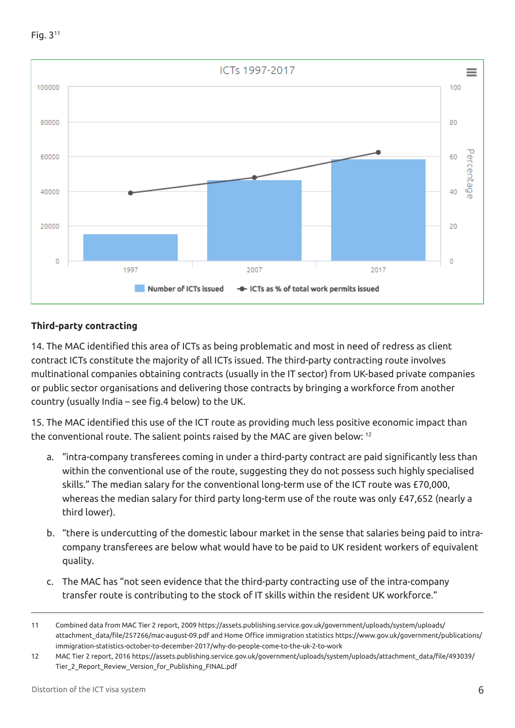Fig. 3[11]

ICTs 1997-2017

Number of ICTs issued | ICTs as % of total work permits issued

### Third-party contracting

14. The MAC identified this area of ICTs as being problematic and most in need of redress as client contract ICTs constitute the majority of all ICTs issued. The third-party contracting route involves multinational companies obtaining contracts (usually in the IT sector) from UK-based private companies or public sector organisations and delivering those contracts by bringing a workforce from another country (usually India – see fig.4 below) to the UK.

15. The MAC identified this use of the ICT route as providing much less positive economic impact than the conventional route. The salient points raised by the MAC are given below: [12]

a. "intra-company transferees coming in under a third-party contract are paid significantly less than within the conventional use of the route, suggesting they do not possess such highly specialised skills." The median salary for the conventional long-term use of the ICT route was £70,000, whereas the median salary for third party long-term use of the route was only £47,652 (nearly a third lower).

b. "there is undercutting of the domestic labour market in the sense that salaries being paid to intra-company transferees are below what would have to be paid to UK resident workers of equivalent quality.

c. The MAC has "not seen evidence that the third-party contracting use of the intra-company transfer route is contributing to the stock of IT skills within the resident UK workforce."

---

11 Combined data from MAC Tier 2 report, 2009 https://assets.publishing.service.gov.uk/government/uploads/system/uploads/attachment_data/file/257266/mac-august-09.pdf and Home Office immigration statistics https://www.gov.uk/government/publications/immigration-statistics-october-to-december-2017/why-do-people-come-to-the-uk-2-to-work

12 MAC Tier 2 report, 2016 https://assets.publishing.service.gov.uk/government/uploads/system/uploads/attachment_data/file/493039/Tier_2_Report_Review_Version_for_Publishing_FINAL.pdf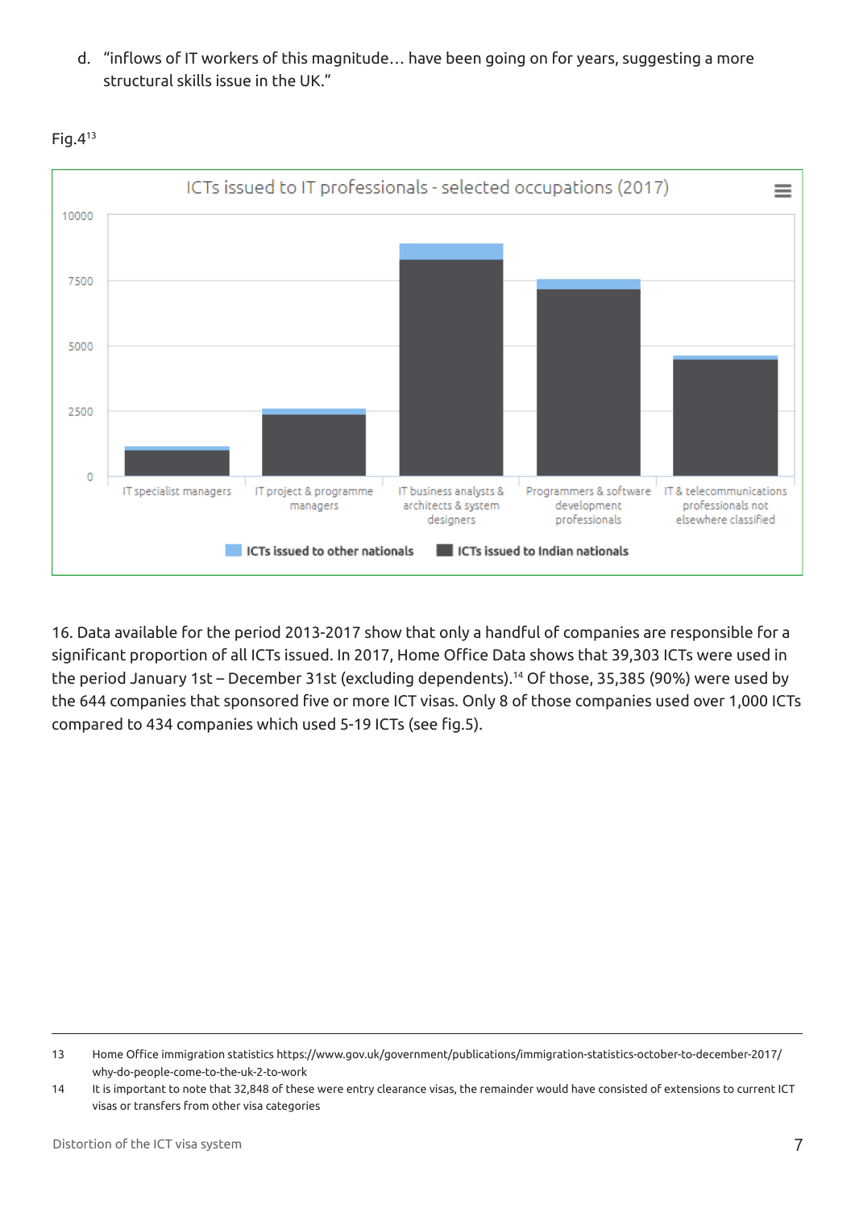d. "inflows of IT workers of this magnitude… have been going on for years, suggesting a more structural skills issue in the UK."

Fig.4[13]

ICTs issued to IT professionals - selected occupations (2017)

16. Data available for the period 2013-2017 show that only a handful of companies are responsible for a significant proportion of all ICTs issued. In 2017, Home Office Data shows that 39,303 ICTs were used in the period January 1st – December 31st (excluding dependents).[14] Of those, 35,385 (90%) were used by the 644 companies that sponsored five or more ICT visas. Only 8 of those companies used over 1,000 ICTs compared to 434 companies which used 5-19 ICTs (see fig.5).

---

13 Home Office immigration statistics https://www.gov.uk/government/publications/immigration-statistics-october-to-december-2017/why-do-people-come-to-the-uk-2-to-work

14 It is important to note that 32,848 of these were entry clearance visas, the remainder would have consisted of extensions to current ICT visas or transfers from other visa categories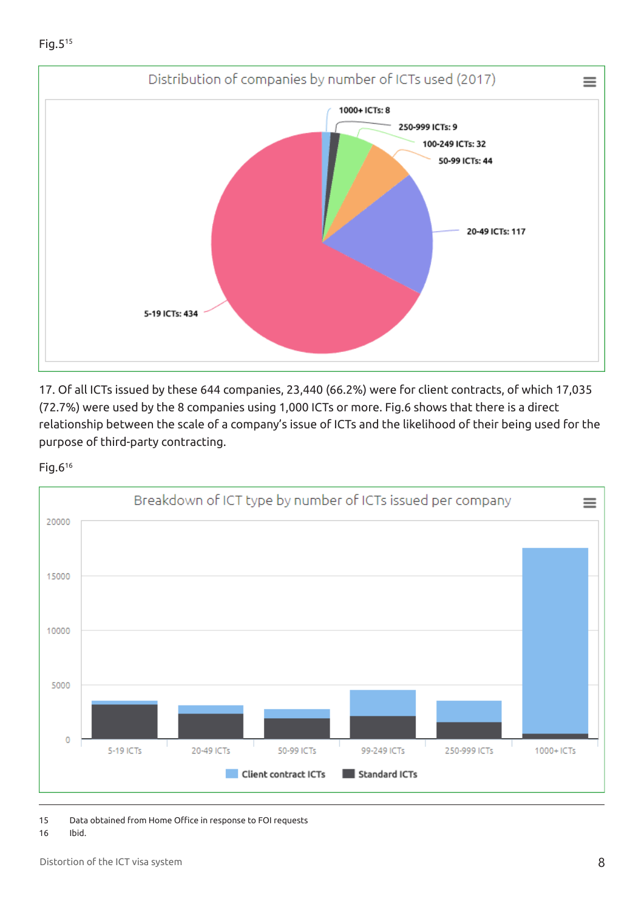Fig.5[15]

**Distribution of companies by number of ICTs used (2017)**

| Category | Companies |
|---|---|
| 1000+ ICTs | 8 |
| 250-999 ICTs | 9 |
| 100-249 ICTs | 32 |
| 50-99 ICTs | 44 |
| 20-49 ICTs | 117 |
| 5-19 ICTs | 434 |

17. Of all ICTs issued by these 644 companies, 23,440 (66.2%) were for client contracts, of which 17,035 (72.7%) were used by the 8 companies using 1,000 ICTs or more. Fig.6 shows that there is a direct relationship between the scale of a company's issue of ICTs and the likelihood of their being used for the purpose of third-party contracting.

Fig.6[16]

**Breakdown of ICT type by number of ICTs issued per company**

Categories: 5-19 ICTs, 20-49 ICTs, 50-99 ICTs, 99-249 ICTs, 250-999 ICTs, 1000+ ICTs

Legend: Client contract ICTs, Standard ICTs

---

15 Data obtained from Home Office in response to FOI requests

16 Ibid.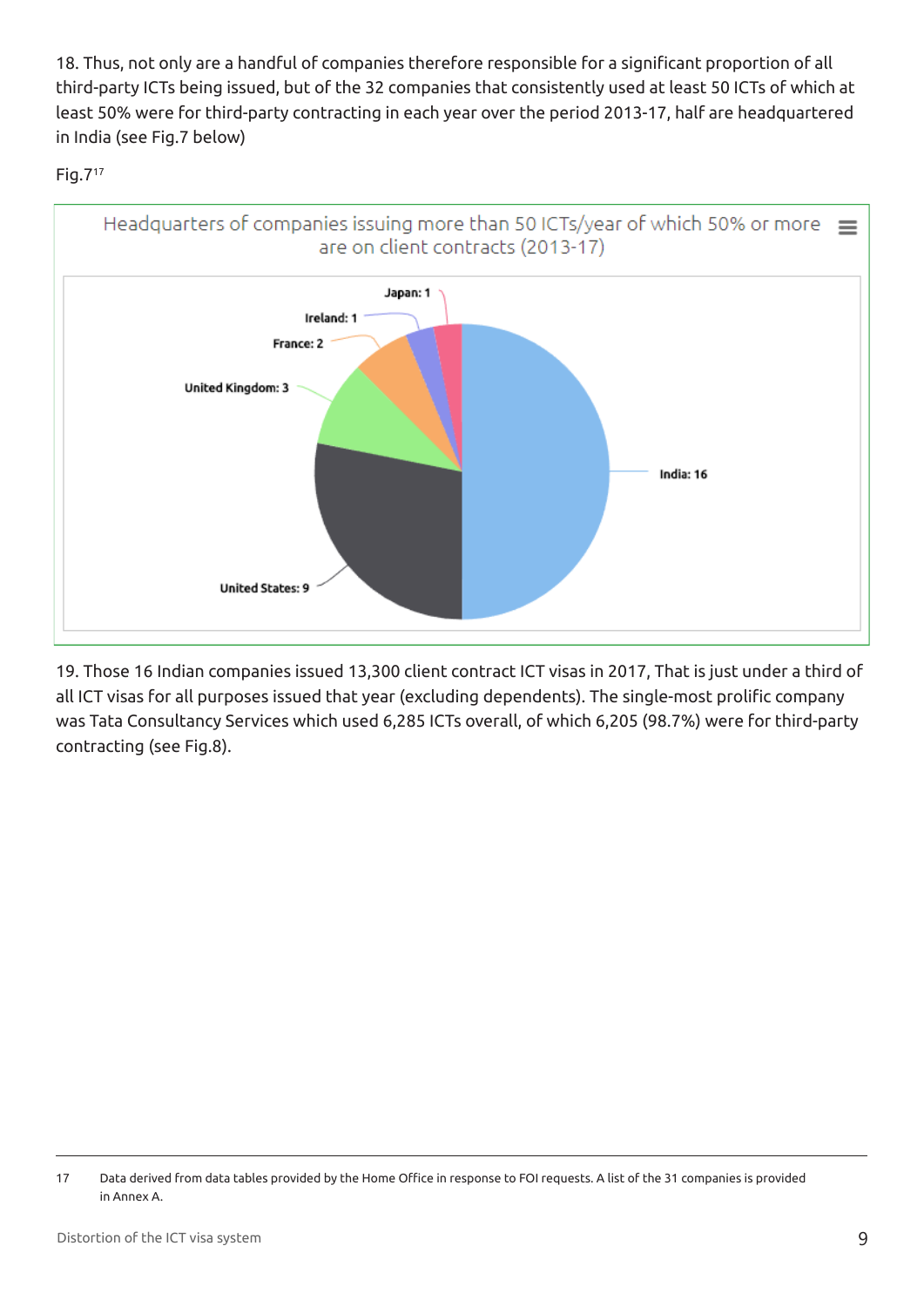18. Thus, not only are a handful of companies therefore responsible for a significant proportion of all third-party ICTs being issued, but of the 32 companies that consistently used at least 50 ICTs of which at least 50% were for third-party contracting in each year over the period 2013-17, half are headquartered in India (see Fig.7 below)

Fig.7[17]

Headquarters of companies issuing more than 50 ICTs/year of which 50% or more are on client contracts (2013-17)

| Country | Companies |
|---|---|
| India | 16 |
| United States | 9 |
| United Kingdom | 3 |
| France | 2 |
| Ireland | 1 |
| Japan | 1 |

19. Those 16 Indian companies issued 13,300 client contract ICT visas in 2017, That is just under a third of all ICT visas for all purposes issued that year (excluding dependents). The single-most prolific company was Tata Consultancy Services which used 6,285 ICTs overall, of which 6,205 (98.7%) were for third-party contracting (see Fig.8).

17 Data derived from data tables provided by the Home Office in response to FOI requests. A list of the 31 companies is provided in Annex A.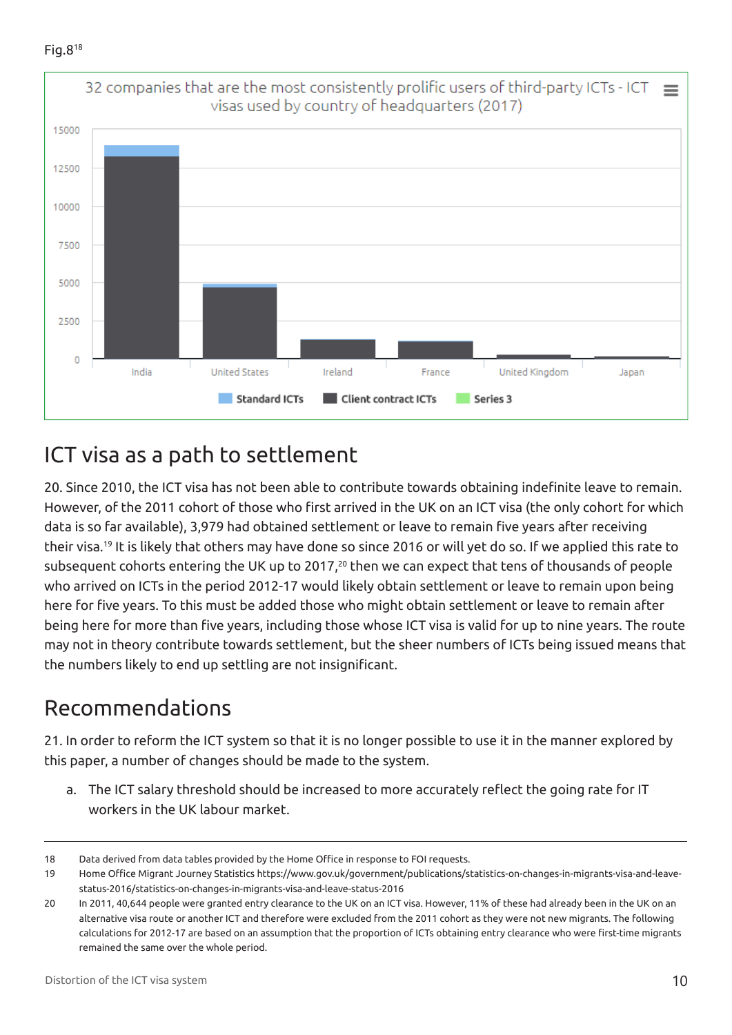Fig.8[18]

32 companies that are the most consistently prolific users of third-party ICTs - ICT visas used by country of headquarters (2017)

## ICT visa as a path to settlement

20. Since 2010, the ICT visa has not been able to contribute towards obtaining indefinite leave to remain. However, of the 2011 cohort of those who first arrived in the UK on an ICT visa (the only cohort for which data is so far available), 3,979 had obtained settlement or leave to remain five years after receiving their visa.[19] It is likely that others may have done so since 2016 or will yet do so. If we applied this rate to subsequent cohorts entering the UK up to 2017,[20] then we can expect that tens of thousands of people who arrived on ICTs in the period 2012-17 would likely obtain settlement or leave to remain upon being here for five years. To this must be added those who might obtain settlement or leave to remain after being here for more than five years, including those whose ICT visa is valid for up to nine years. The route may not in theory contribute towards settlement, but the sheer numbers of ICTs being issued means that the numbers likely to end up settling are not insignificant.

## Recommendations

21. In order to reform the ICT system so that it is no longer possible to use it in the manner explored by this paper, a number of changes should be made to the system.

a. The ICT salary threshold should be increased to more accurately reflect the going rate for IT workers in the UK labour market.

---

18 Data derived from data tables provided by the Home Office in response to FOI requests.

19 Home Office Migrant Journey Statistics https://www.gov.uk/government/publications/statistics-on-changes-in-migrants-visa-and-leave-status-2016/statistics-on-changes-in-migrants-visa-and-leave-status-2016

20 In 2011, 40,644 people were granted entry clearance to the UK on an ICT visa. However, 11% of these had already been in the UK on an alternative visa route or another ICT and therefore were excluded from the 2011 cohort as they were not new migrants. The following calculations for 2012-17 are based on an assumption that the proportion of ICTs obtaining entry clearance who were first-time migrants remained the same over the whole period.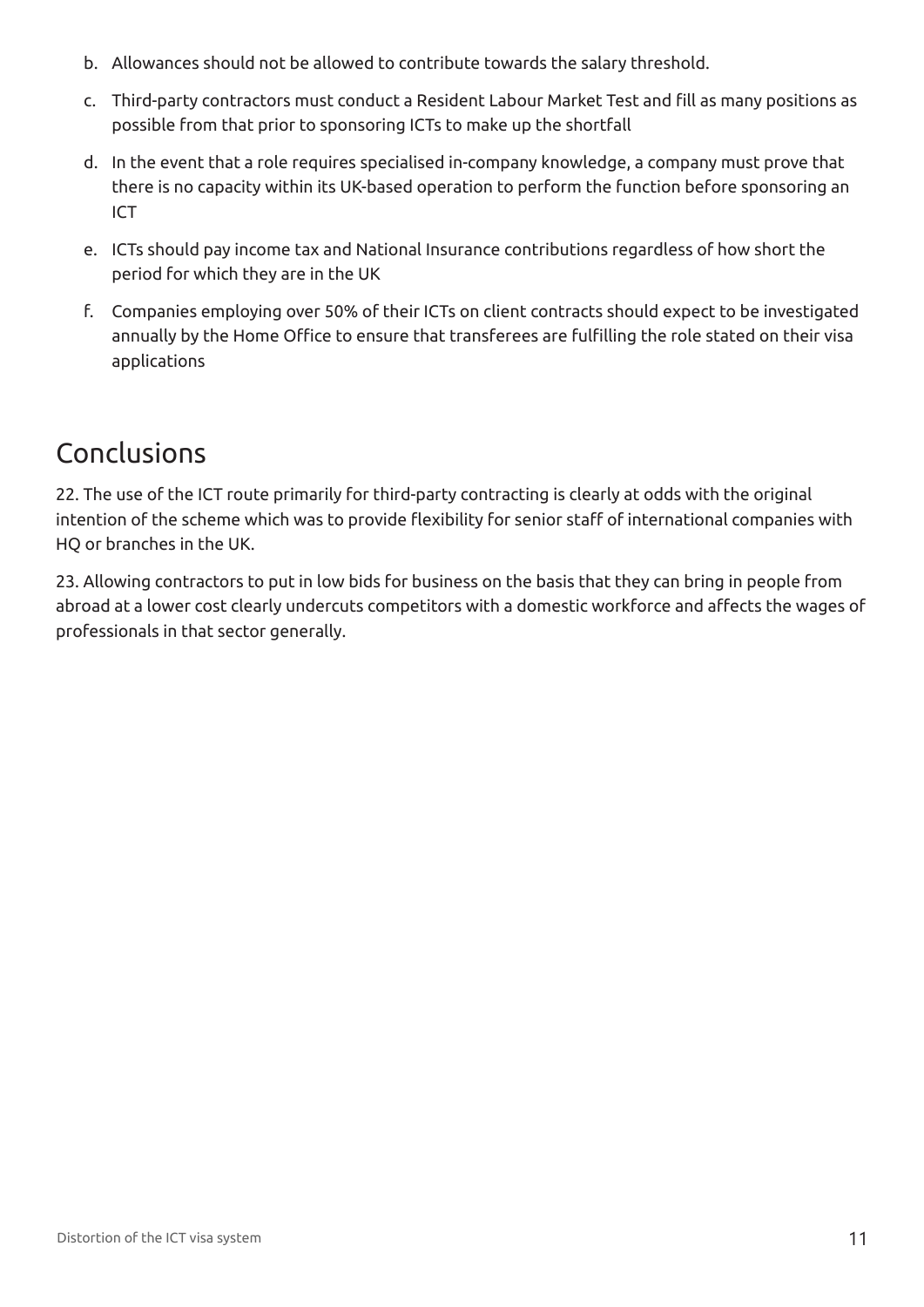b. Allowances should not be allowed to contribute towards the salary threshold.

c. Third-party contractors must conduct a Resident Labour Market Test and fill as many positions as possible from that prior to sponsoring ICTs to make up the shortfall

d. In the event that a role requires specialised in-company knowledge, a company must prove that there is no capacity within its UK-based operation to perform the function before sponsoring an ICT

e. ICTs should pay income tax and National Insurance contributions regardless of how short the period for which they are in the UK

f. Companies employing over 50% of their ICTs on client contracts should expect to be investigated annually by the Home Office to ensure that transferees are fulfilling the role stated on their visa applications

## Conclusions

22. The use of the ICT route primarily for third-party contracting is clearly at odds with the original intention of the scheme which was to provide flexibility for senior staff of international companies with HQ or branches in the UK.

23. Allowing contractors to put in low bids for business on the basis that they can bring in people from abroad at a lower cost clearly undercuts competitors with a domestic workforce and affects the wages of professionals in that sector generally.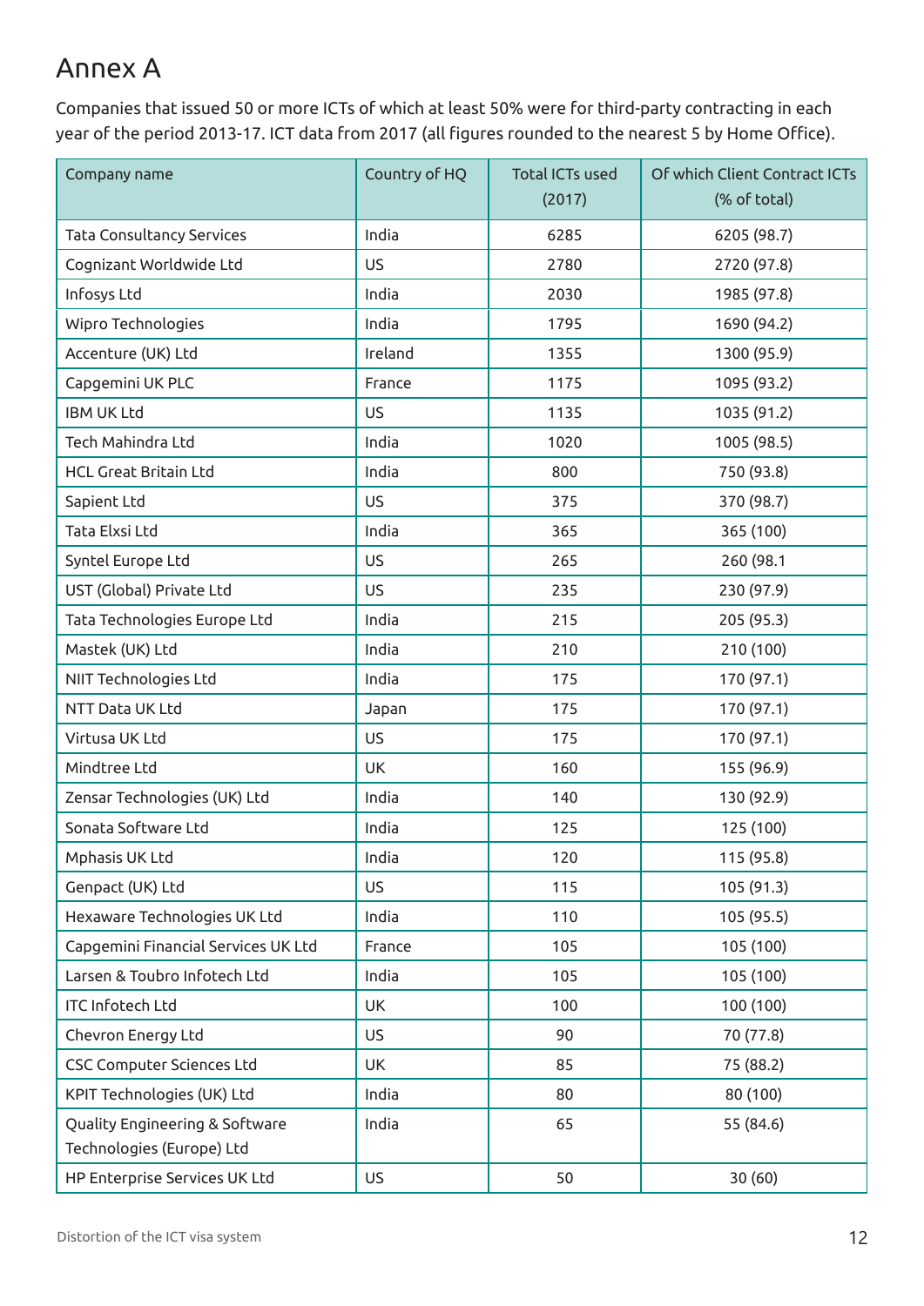# Annex A

Companies that issued 50 or more ICTs of which at least 50% were for third-party contracting in each year of the period 2013-17. ICT data from 2017 (all figures rounded to the nearest 5 by Home Office).

| Company name | Country of HQ | Total ICTs used (2017) | Of which Client Contract ICTs (% of total) |
|---|---|---|---|
| Tata Consultancy Services | India | 6285 | 6205 (98.7) |
| Cognizant Worldwide Ltd | US | 2780 | 2720 (97.8) |
| Infosys Ltd | India | 2030 | 1985 (97.8) |
| Wipro Technologies | India | 1795 | 1690 (94.2) |
| Accenture (UK) Ltd | Ireland | 1355 | 1300 (95.9) |
| Capgemini UK PLC | France | 1175 | 1095 (93.2) |
| IBM UK Ltd | US | 1135 | 1035 (91.2) |
| Tech Mahindra Ltd | India | 1020 | 1005 (98.5) |
| HCL Great Britain Ltd | India | 800 | 750 (93.8) |
| Sapient Ltd | US | 375 | 370 (98.7) |
| Tata Elxsi Ltd | India | 365 | 365 (100) |
| Syntel Europe Ltd | US | 265 | 260 (98.1 |
| UST (Global) Private Ltd | US | 235 | 230 (97.9) |
| Tata Technologies Europe Ltd | India | 215 | 205 (95.3) |
| Mastek (UK) Ltd | India | 210 | 210 (100) |
| NIIT Technologies Ltd | India | 175 | 170 (97.1) |
| NTT Data UK Ltd | Japan | 175 | 170 (97.1) |
| Virtusa UK Ltd | US | 175 | 170 (97.1) |
| Mindtree Ltd | UK | 160 | 155 (96.9) |
| Zensar Technologies (UK) Ltd | India | 140 | 130 (92.9) |
| Sonata Software Ltd | India | 125 | 125 (100) |
| Mphasis UK Ltd | India | 120 | 115 (95.8) |
| Genpact (UK) Ltd | US | 115 | 105 (91.3) |
| Hexaware Technologies UK Ltd | India | 110 | 105 (95.5) |
| Capgemini Financial Services UK Ltd | France | 105 | 105 (100) |
| Larsen & Toubro Infotech Ltd | India | 105 | 105 (100) |
| ITC Infotech Ltd | UK | 100 | 100 (100) |
| Chevron Energy Ltd | US | 90 | 70 (77.8) |
| CSC Computer Sciences Ltd | UK | 85 | 75 (88.2) |
| KPIT Technologies (UK) Ltd | India | 80 | 80 (100) |
| Quality Engineering & Software Technologies (Europe) Ltd | India | 65 | 55 (84.6) |
| HP Enterprise Services UK Ltd | US | 50 | 30 (60) |